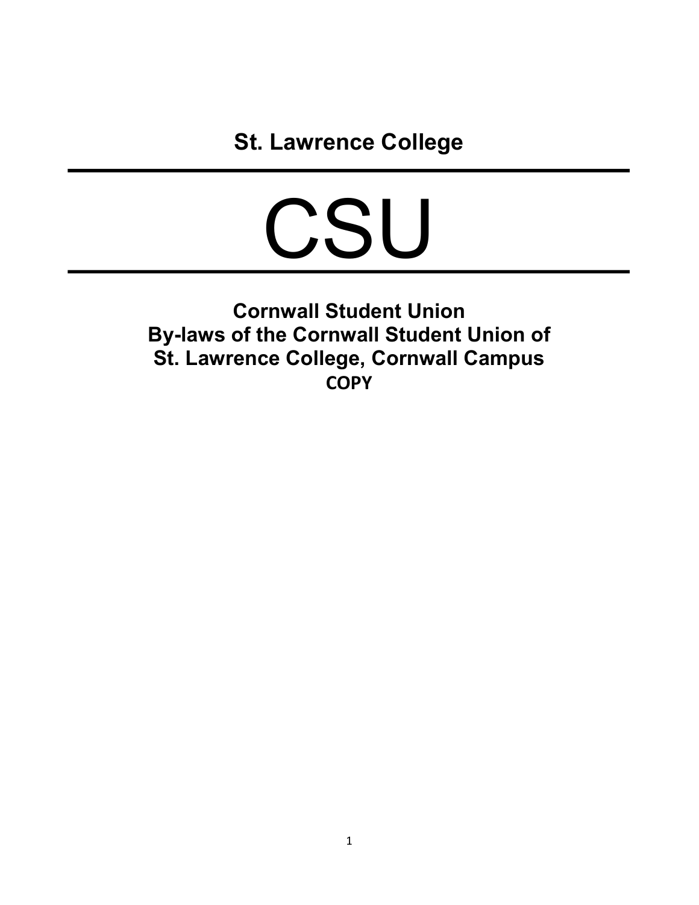**St. Lawrence College**

---

# CSU

---

**Cornwall Student Union**
**By-laws of the Cornwall Student Union of**
**St. Lawrence College, Cornwall Campus**
**COPY**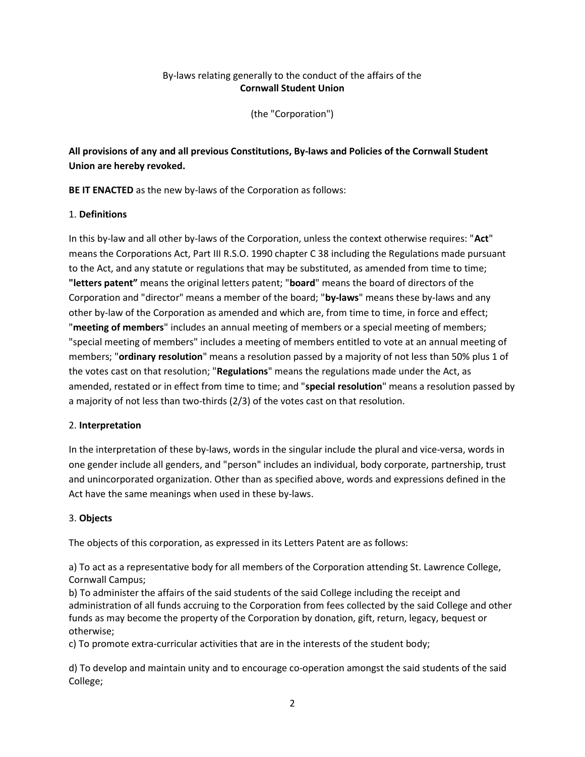By-laws relating generally to the conduct of the affairs of the
**Cornwall Student Union**

(the "Corporation")

**All provisions of any and all previous Constitutions, By-laws and Policies of the Cornwall Student Union are hereby revoked.**

**BE IT ENACTED** as the new by-laws of the Corporation as follows:

1. **Definitions**

In this by-law and all other by-laws of the Corporation, unless the context otherwise requires: "**Act**" means the Corporations Act, Part III R.S.O. 1990 chapter C 38 including the Regulations made pursuant to the Act, and any statute or regulations that may be substituted, as amended from time to time; **"letters patent"** means the original letters patent; "**board**" means the board of directors of the Corporation and "director" means a member of the board; "**by-laws**" means these by-laws and any other by-law of the Corporation as amended and which are, from time to time, in force and effect; "**meeting of members**" includes an annual meeting of members or a special meeting of members; "special meeting of members" includes a meeting of members entitled to vote at an annual meeting of members; "**ordinary resolution**" means a resolution passed by a majority of not less than 50% plus 1 of the votes cast on that resolution; "**Regulations**" means the regulations made under the Act, as amended, restated or in effect from time to time; and "**special resolution**" means a resolution passed by a majority of not less than two-thirds (2/3) of the votes cast on that resolution.

2. **Interpretation**

In the interpretation of these by-laws, words in the singular include the plural and vice-versa, words in one gender include all genders, and "person" includes an individual, body corporate, partnership, trust and unincorporated organization. Other than as specified above, words and expressions defined in the Act have the same meanings when used in these by-laws.

3. **Objects**

The objects of this corporation, as expressed in its Letters Patent are as follows:

a) To act as a representative body for all members of the Corporation attending St. Lawrence College, Cornwall Campus;
b) To administer the affairs of the said students of the said College including the receipt and administration of all funds accruing to the Corporation from fees collected by the said College and other funds as may become the property of the Corporation by donation, gift, return, legacy, bequest or otherwise;
c) To promote extra-curricular activities that are in the interests of the student body;

d) To develop and maintain unity and to encourage co-operation amongst the said students of the said College;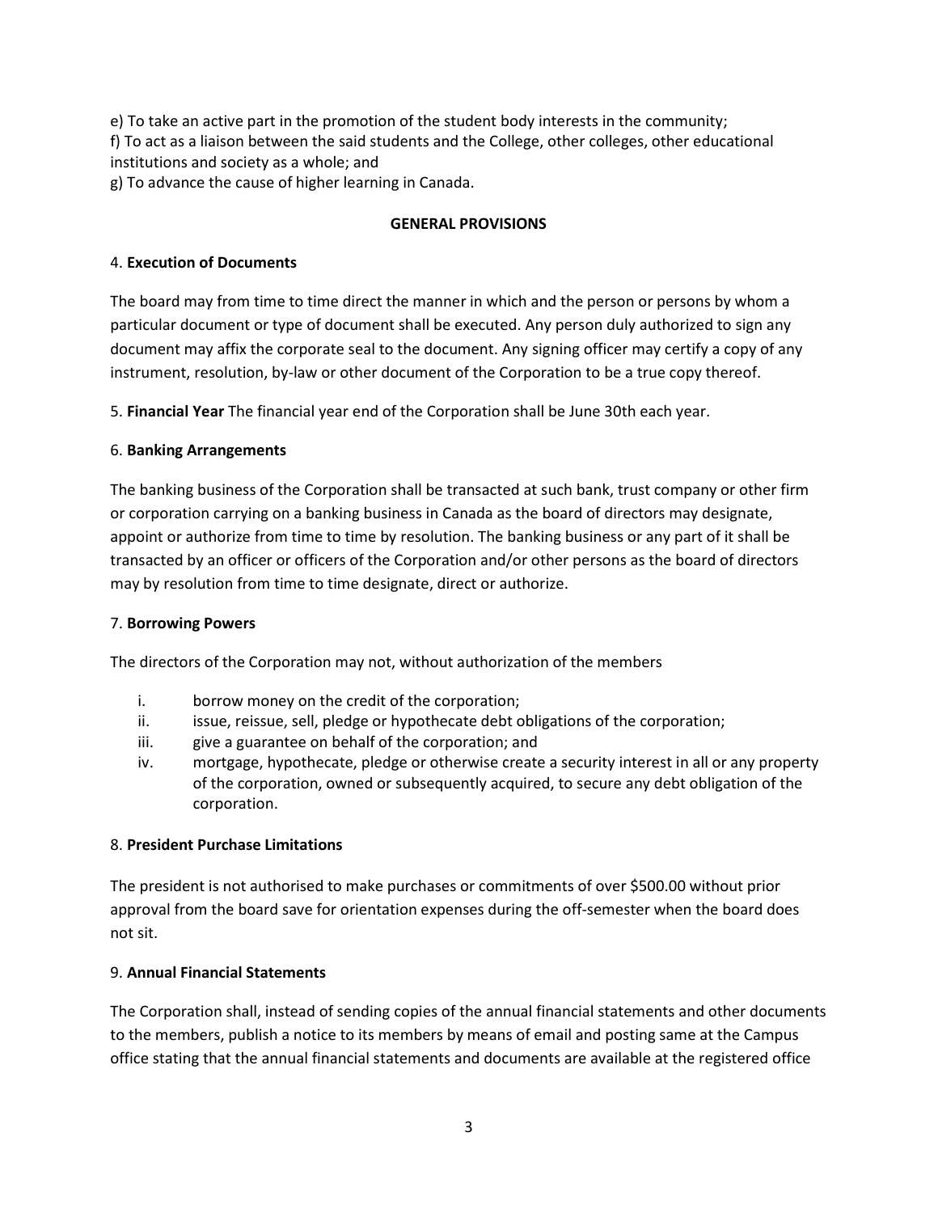e) To take an active part in the promotion of the student body interests in the community;
f) To act as a liaison between the said students and the College, other colleges, other educational institutions and society as a whole; and
g) To advance the cause of higher learning in Canada.

## GENERAL PROVISIONS

4. **Execution of Documents**

The board may from time to time direct the manner in which and the person or persons by whom a particular document or type of document shall be executed. Any person duly authorized to sign any document may affix the corporate seal to the document. Any signing officer may certify a copy of any instrument, resolution, by-law or other document of the Corporation to be a true copy thereof.

5. **Financial Year** The financial year end of the Corporation shall be June 30th each year.

6. **Banking Arrangements**

The banking business of the Corporation shall be transacted at such bank, trust company or other firm or corporation carrying on a banking business in Canada as the board of directors may designate, appoint or authorize from time to time by resolution. The banking business or any part of it shall be transacted by an officer or officers of the Corporation and/or other persons as the board of directors may by resolution from time to time designate, direct or authorize.

7. **Borrowing Powers**

The directors of the Corporation may not, without authorization of the members

i. borrow money on the credit of the corporation;
ii. issue, reissue, sell, pledge or hypothecate debt obligations of the corporation;
iii. give a guarantee on behalf of the corporation; and
iv. mortgage, hypothecate, pledge or otherwise create a security interest in all or any property of the corporation, owned or subsequently acquired, to secure any debt obligation of the corporation.

8. **President Purchase Limitations**

The president is not authorised to make purchases or commitments of over $500.00 without prior approval from the board save for orientation expenses during the off-semester when the board does not sit.

9. **Annual Financial Statements**

The Corporation shall, instead of sending copies of the annual financial statements and other documents to the members, publish a notice to its members by means of email and posting same at the Campus office stating that the annual financial statements and documents are available at the registered office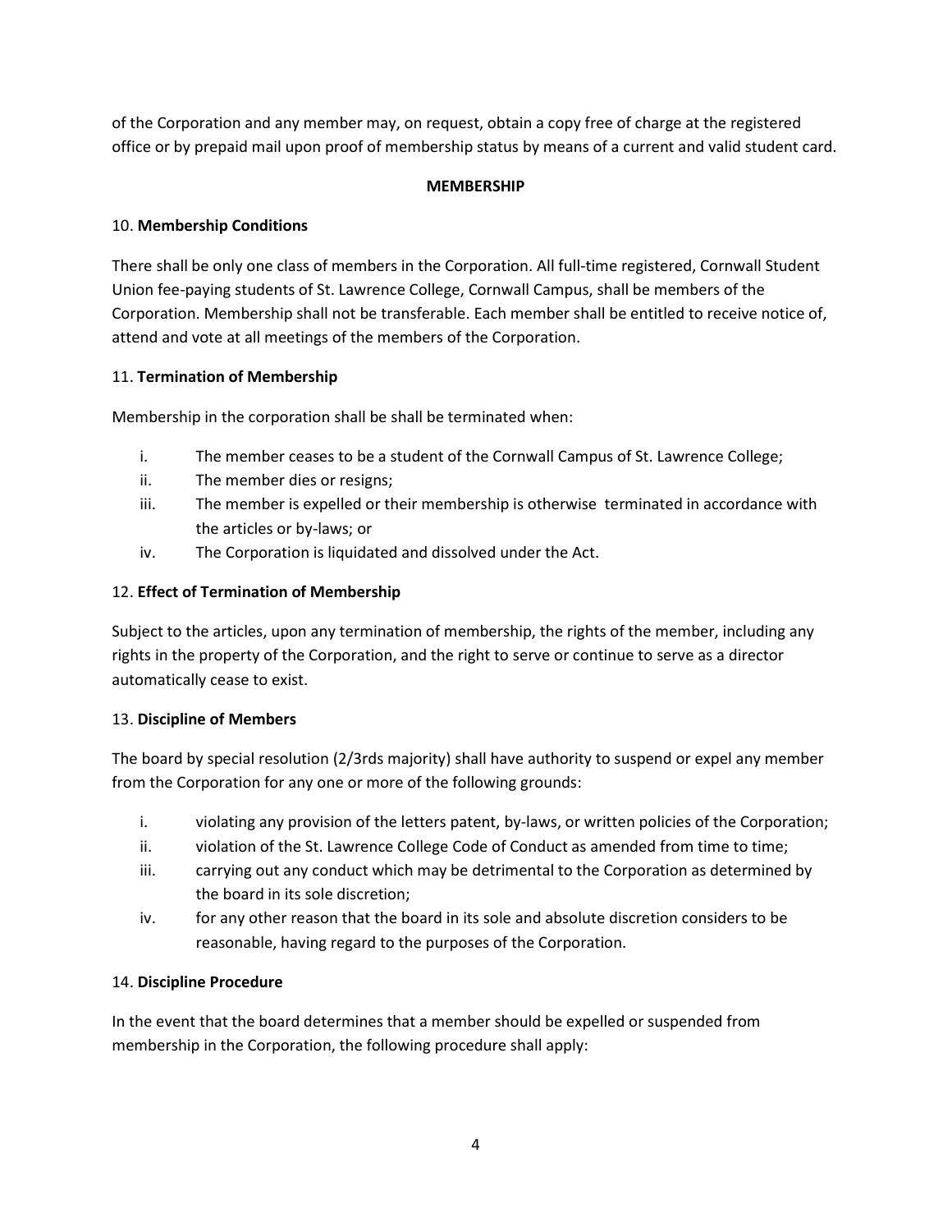of the Corporation and any member may, on request, obtain a copy free of charge at the registered office or by prepaid mail upon proof of membership status by means of a current and valid student card.

## MEMBERSHIP

10. **Membership Conditions**

There shall be only one class of members in the Corporation. All full-time registered, Cornwall Student Union fee-paying students of St. Lawrence College, Cornwall Campus, shall be members of the Corporation. Membership shall not be transferable. Each member shall be entitled to receive notice of, attend and vote at all meetings of the members of the Corporation.

11. **Termination of Membership**

Membership in the corporation shall be shall be terminated when:

i. The member ceases to be a student of the Cornwall Campus of St. Lawrence College;
ii. The member dies or resigns;
iii. The member is expelled or their membership is otherwise terminated in accordance with the articles or by-laws; or
iv. The Corporation is liquidated and dissolved under the Act.

12. **Effect of Termination of Membership**

Subject to the articles, upon any termination of membership, the rights of the member, including any rights in the property of the Corporation, and the right to serve or continue to serve as a director automatically cease to exist.

13. **Discipline of Members**

The board by special resolution (2/3rds majority) shall have authority to suspend or expel any member from the Corporation for any one or more of the following grounds:

i. violating any provision of the letters patent, by-laws, or written policies of the Corporation;
ii. violation of the St. Lawrence College Code of Conduct as amended from time to time;
iii. carrying out any conduct which may be detrimental to the Corporation as determined by the board in its sole discretion;
iv. for any other reason that the board in its sole and absolute discretion considers to be reasonable, having regard to the purposes of the Corporation.

14. **Discipline Procedure**

In the event that the board determines that a member should be expelled or suspended from membership in the Corporation, the following procedure shall apply: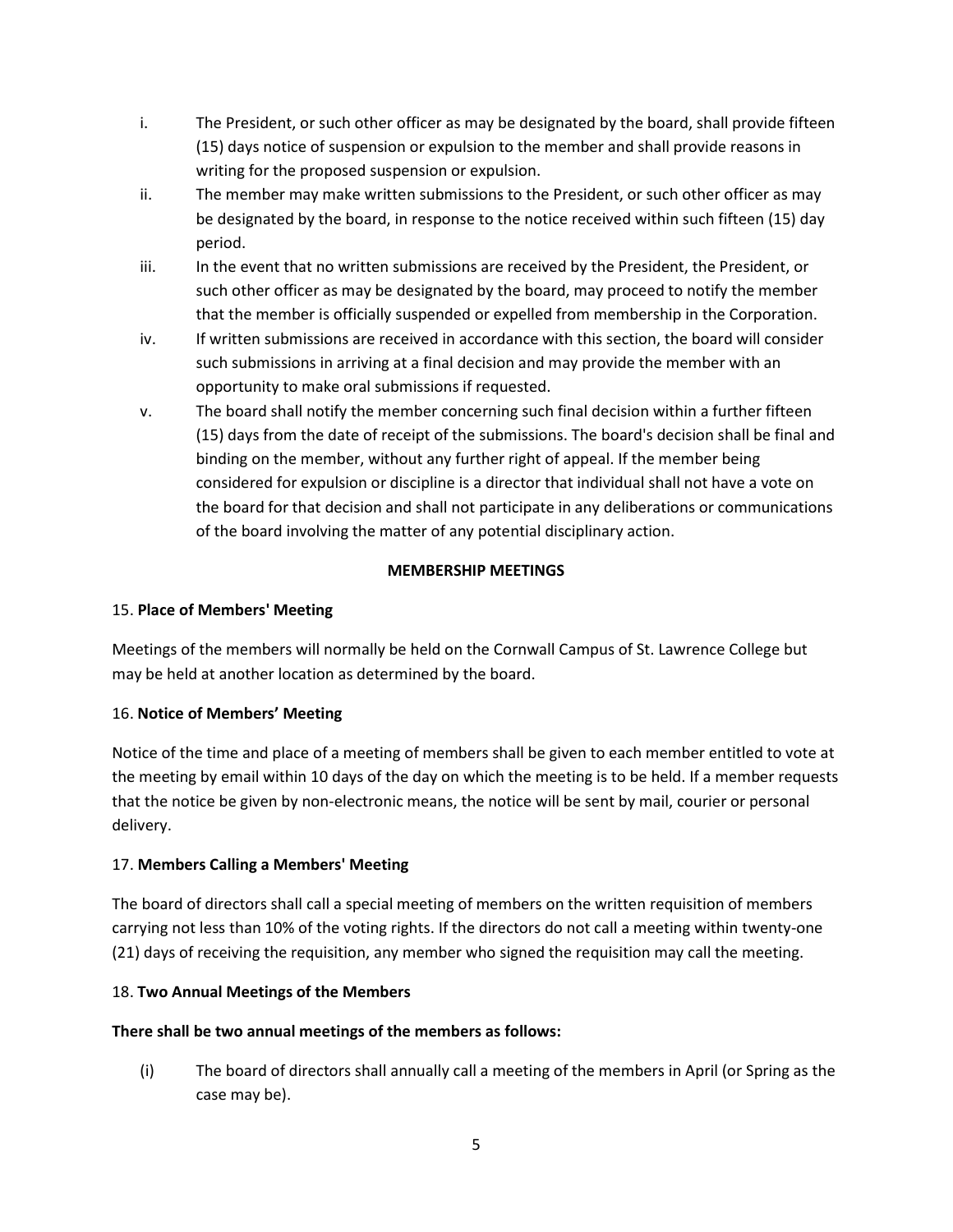i. The President, or such other officer as may be designated by the board, shall provide fifteen (15) days notice of suspension or expulsion to the member and shall provide reasons in writing for the proposed suspension or expulsion.

ii. The member may make written submissions to the President, or such other officer as may be designated by the board, in response to the notice received within such fifteen (15) day period.

iii. In the event that no written submissions are received by the President, the President, or such other officer as may be designated by the board, may proceed to notify the member that the member is officially suspended or expelled from membership in the Corporation.

iv. If written submissions are received in accordance with this section, the board will consider such submissions in arriving at a final decision and may provide the member with an opportunity to make oral submissions if requested.

v. The board shall notify the member concerning such final decision within a further fifteen (15) days from the date of receipt of the submissions. The board's decision shall be final and binding on the member, without any further right of appeal. If the member being considered for expulsion or discipline is a director that individual shall not have a vote on the board for that decision and shall not participate in any deliberations or communications of the board involving the matter of any potential disciplinary action.

## MEMBERSHIP MEETINGS

15. **Place of Members' Meeting**

Meetings of the members will normally be held on the Cornwall Campus of St. Lawrence College but may be held at another location as determined by the board.

16. **Notice of Members' Meeting**

Notice of the time and place of a meeting of members shall be given to each member entitled to vote at the meeting by email within 10 days of the day on which the meeting is to be held. If a member requests that the notice be given by non-electronic means, the notice will be sent by mail, courier or personal delivery.

17. **Members Calling a Members' Meeting**

The board of directors shall call a special meeting of members on the written requisition of members carrying not less than 10% of the voting rights. If the directors do not call a meeting within twenty-one (21) days of receiving the requisition, any member who signed the requisition may call the meeting.

18. **Two Annual Meetings of the Members**

**There shall be two annual meetings of the members as follows:**

(i) The board of directors shall annually call a meeting of the members in April (or Spring as the case may be).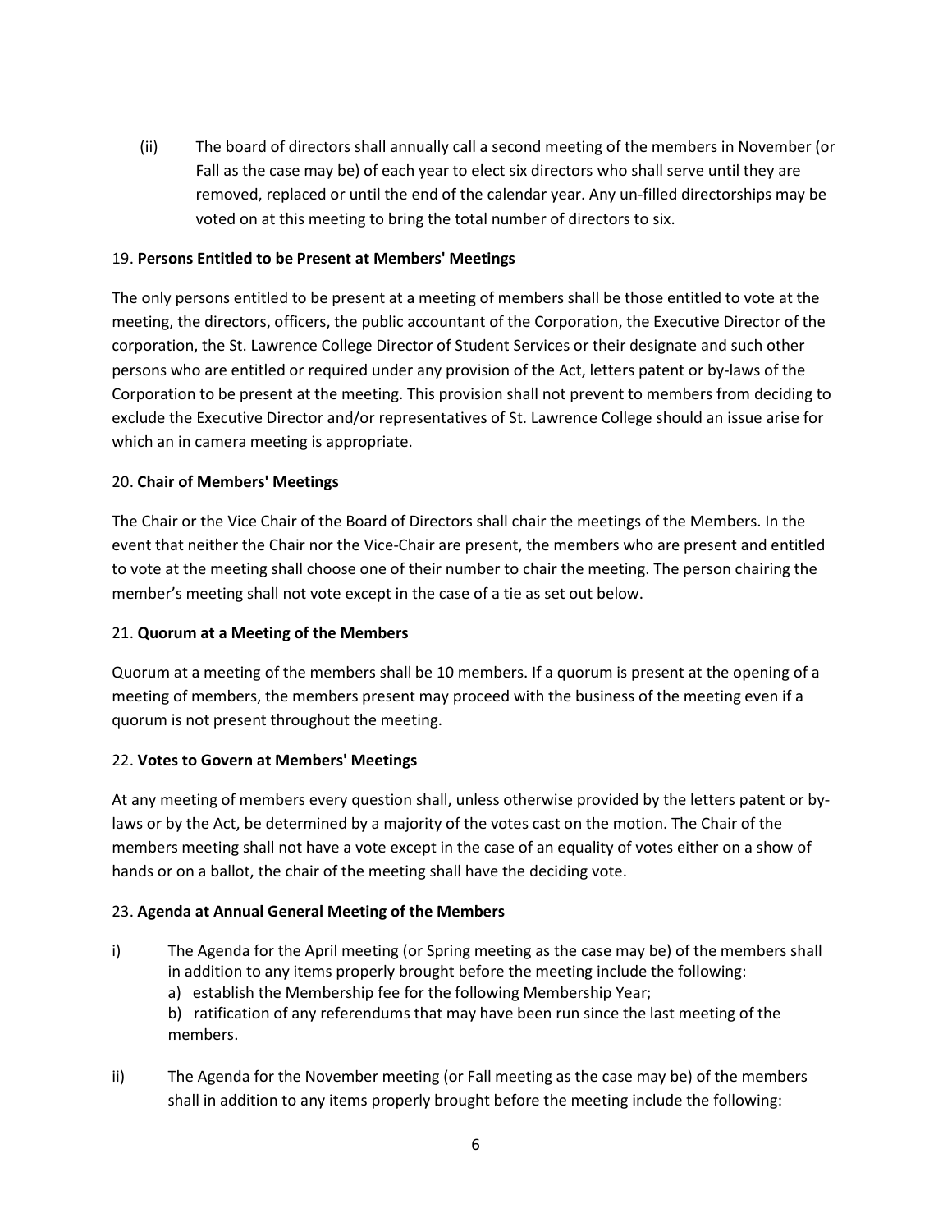(ii) The board of directors shall annually call a second meeting of the members in November (or Fall as the case may be) of each year to elect six directors who shall serve until they are removed, replaced or until the end of the calendar year. Any un-filled directorships may be voted on at this meeting to bring the total number of directors to six.

19. **Persons Entitled to be Present at Members' Meetings**

The only persons entitled to be present at a meeting of members shall be those entitled to vote at the meeting, the directors, officers, the public accountant of the Corporation, the Executive Director of the corporation, the St. Lawrence College Director of Student Services or their designate and such other persons who are entitled or required under any provision of the Act, letters patent or by-laws of the Corporation to be present at the meeting. This provision shall not prevent to members from deciding to exclude the Executive Director and/or representatives of St. Lawrence College should an issue arise for which an in camera meeting is appropriate.

20. **Chair of Members' Meetings**

The Chair or the Vice Chair of the Board of Directors shall chair the meetings of the Members. In the event that neither the Chair nor the Vice-Chair are present, the members who are present and entitled to vote at the meeting shall choose one of their number to chair the meeting. The person chairing the member's meeting shall not vote except in the case of a tie as set out below.

21. **Quorum at a Meeting of the Members**

Quorum at a meeting of the members shall be 10 members. If a quorum is present at the opening of a meeting of members, the members present may proceed with the business of the meeting even if a quorum is not present throughout the meeting.

22. **Votes to Govern at Members' Meetings**

At any meeting of members every question shall, unless otherwise provided by the letters patent or by-laws or by the Act, be determined by a majority of the votes cast on the motion. The Chair of the members meeting shall not have a vote except in the case of an equality of votes either on a show of hands or on a ballot, the chair of the meeting shall have the deciding vote.

23. **Agenda at Annual General Meeting of the Members**

i) The Agenda for the April meeting (or Spring meeting as the case may be) of the members shall in addition to any items properly brought before the meeting include the following:
   a) establish the Membership fee for the following Membership Year;
   b) ratification of any referendums that may have been run since the last meeting of the members.

ii) The Agenda for the November meeting (or Fall meeting as the case may be) of the members shall in addition to any items properly brought before the meeting include the following: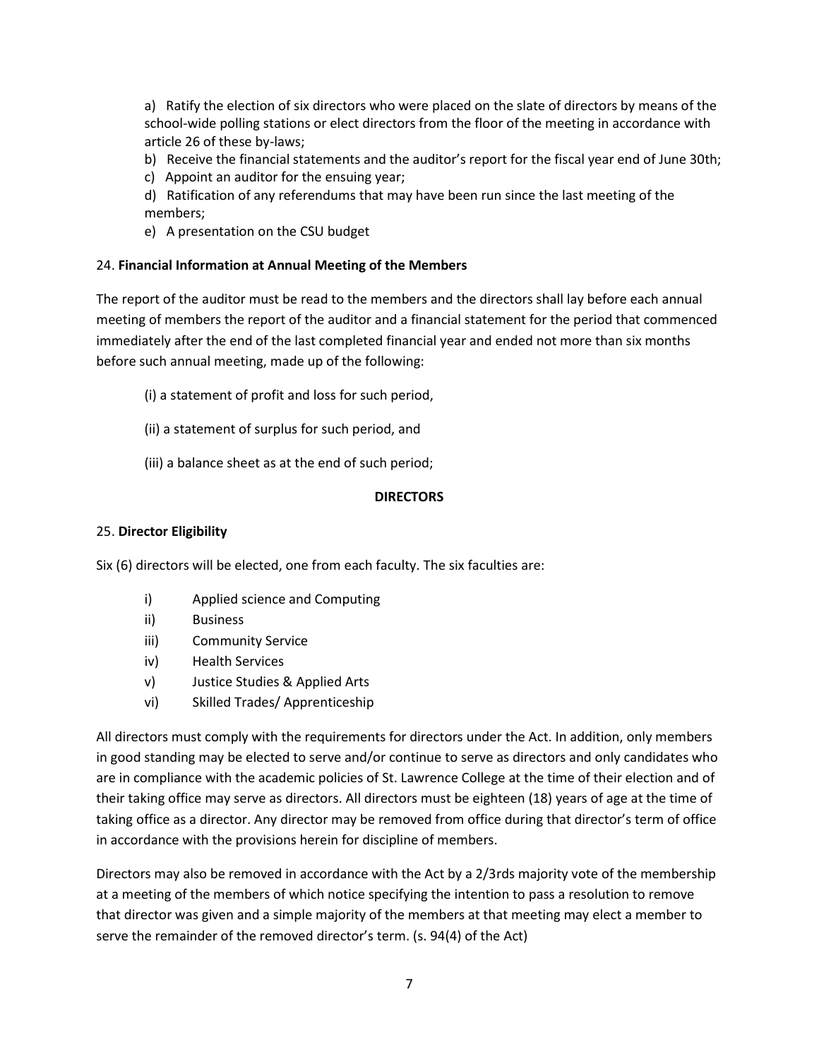a) Ratify the election of six directors who were placed on the slate of directors by means of the school-wide polling stations or elect directors from the floor of the meeting in accordance with article 26 of these by-laws;

b) Receive the financial statements and the auditor's report for the fiscal year end of June 30th;

c) Appoint an auditor for the ensuing year;

d) Ratification of any referendums that may have been run since the last meeting of the members;

e) A presentation on the CSU budget

24. **Financial Information at Annual Meeting of the Members**

The report of the auditor must be read to the members and the directors shall lay before each annual meeting of members the report of the auditor and a financial statement for the period that commenced immediately after the end of the last completed financial year and ended not more than six months before such annual meeting, made up of the following:

(i) a statement of profit and loss for such period,

(ii) a statement of surplus for such period, and

(iii) a balance sheet as at the end of such period;

## DIRECTORS

25. **Director Eligibility**

Six (6) directors will be elected, one from each faculty. The six faculties are:

i) Applied science and Computing
ii) Business
iii) Community Service
iv) Health Services
v) Justice Studies & Applied Arts
vi) Skilled Trades/ Apprenticeship

All directors must comply with the requirements for directors under the Act. In addition, only members in good standing may be elected to serve and/or continue to serve as directors and only candidates who are in compliance with the academic policies of St. Lawrence College at the time of their election and of their taking office may serve as directors. All directors must be eighteen (18) years of age at the time of taking office as a director. Any director may be removed from office during that director's term of office in accordance with the provisions herein for discipline of members.

Directors may also be removed in accordance with the Act by a 2/3rds majority vote of the membership at a meeting of the members of which notice specifying the intention to pass a resolution to remove that director was given and a simple majority of the members at that meeting may elect a member to serve the remainder of the removed director's term. (s. 94(4) of the Act)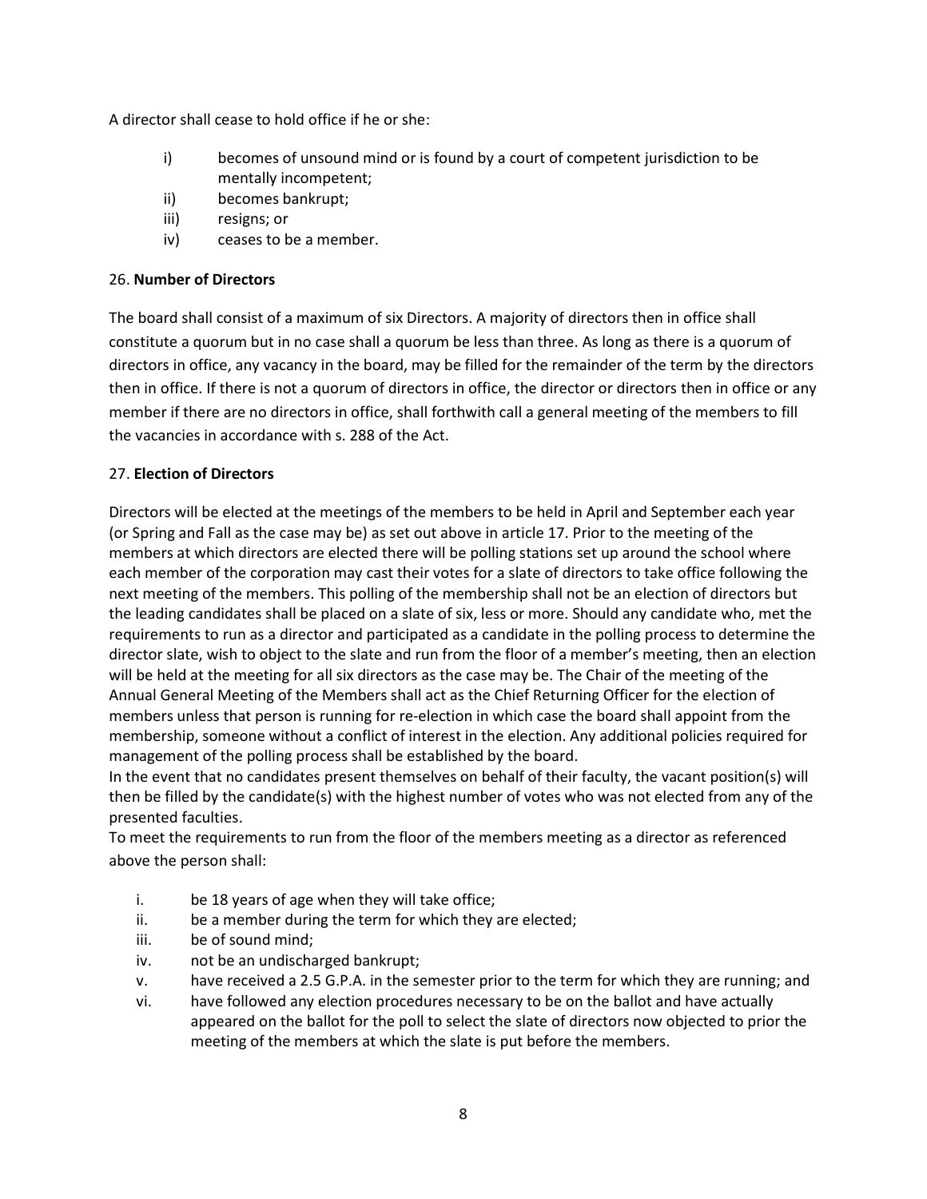A director shall cease to hold office if he or she:

i) becomes of unsound mind or is found by a court of competent jurisdiction to be mentally incompetent;
ii) becomes bankrupt;
iii) resigns; or
iv) ceases to be a member.

26. **Number of Directors**

The board shall consist of a maximum of six Directors. A majority of directors then in office shall constitute a quorum but in no case shall a quorum be less than three. As long as there is a quorum of directors in office, any vacancy in the board, may be filled for the remainder of the term by the directors then in office. If there is not a quorum of directors in office, the director or directors then in office or any member if there are no directors in office, shall forthwith call a general meeting of the members to fill the vacancies in accordance with s. 288 of the Act.

27. **Election of Directors**

Directors will be elected at the meetings of the members to be held in April and September each year (or Spring and Fall as the case may be) as set out above in article 17. Prior to the meeting of the members at which directors are elected there will be polling stations set up around the school where each member of the corporation may cast their votes for a slate of directors to take office following the next meeting of the members. This polling of the membership shall not be an election of directors but the leading candidates shall be placed on a slate of six, less or more. Should any candidate who, met the requirements to run as a director and participated as a candidate in the polling process to determine the director slate, wish to object to the slate and run from the floor of a member's meeting, then an election will be held at the meeting for all six directors as the case may be. The Chair of the meeting of the Annual General Meeting of the Members shall act as the Chief Returning Officer for the election of members unless that person is running for re-election in which case the board shall appoint from the membership, someone without a conflict of interest in the election. Any additional policies required for management of the polling process shall be established by the board.

In the event that no candidates present themselves on behalf of their faculty, the vacant position(s) will then be filled by the candidate(s) with the highest number of votes who was not elected from any of the presented faculties.

To meet the requirements to run from the floor of the members meeting as a director as referenced above the person shall:

i. be 18 years of age when they will take office;
ii. be a member during the term for which they are elected;
iii. be of sound mind;
iv. not be an undischarged bankrupt;
v. have received a 2.5 G.P.A. in the semester prior to the term for which they are running; and
vi. have followed any election procedures necessary to be on the ballot and have actually appeared on the ballot for the poll to select the slate of directors now objected to prior the meeting of the members at which the slate is put before the members.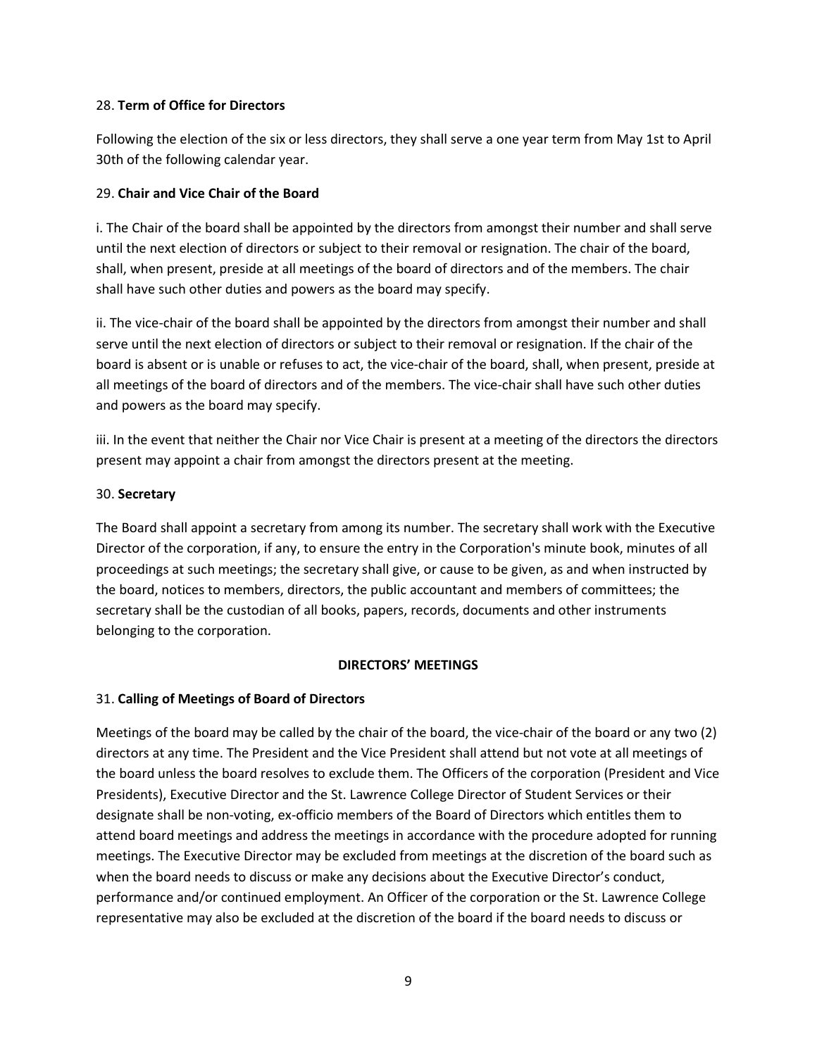28. **Term of Office for Directors**

Following the election of the six or less directors, they shall serve a one year term from May 1st to April 30th of the following calendar year.

29. **Chair and Vice Chair of the Board**

i. The Chair of the board shall be appointed by the directors from amongst their number and shall serve until the next election of directors or subject to their removal or resignation. The chair of the board, shall, when present, preside at all meetings of the board of directors and of the members. The chair shall have such other duties and powers as the board may specify.

ii. The vice-chair of the board shall be appointed by the directors from amongst their number and shall serve until the next election of directors or subject to their removal or resignation. If the chair of the board is absent or is unable or refuses to act, the vice-chair of the board, shall, when present, preside at all meetings of the board of directors and of the members. The vice-chair shall have such other duties and powers as the board may specify.

iii. In the event that neither the Chair nor Vice Chair is present at a meeting of the directors the directors present may appoint a chair from amongst the directors present at the meeting.

30. **Secretary**

The Board shall appoint a secretary from among its number. The secretary shall work with the Executive Director of the corporation, if any, to ensure the entry in the Corporation's minute book, minutes of all proceedings at such meetings; the secretary shall give, or cause to be given, as and when instructed by the board, notices to members, directors, the public accountant and members of committees; the secretary shall be the custodian of all books, papers, records, documents and other instruments belonging to the corporation.

## DIRECTORS' MEETINGS

31. **Calling of Meetings of Board of Directors**

Meetings of the board may be called by the chair of the board, the vice-chair of the board or any two (2) directors at any time. The President and the Vice President shall attend but not vote at all meetings of the board unless the board resolves to exclude them. The Officers of the corporation (President and Vice Presidents), Executive Director and the St. Lawrence College Director of Student Services or their designate shall be non-voting, ex-officio members of the Board of Directors which entitles them to attend board meetings and address the meetings in accordance with the procedure adopted for running meetings. The Executive Director may be excluded from meetings at the discretion of the board such as when the board needs to discuss or make any decisions about the Executive Director's conduct, performance and/or continued employment. An Officer of the corporation or the St. Lawrence College representative may also be excluded at the discretion of the board if the board needs to discuss or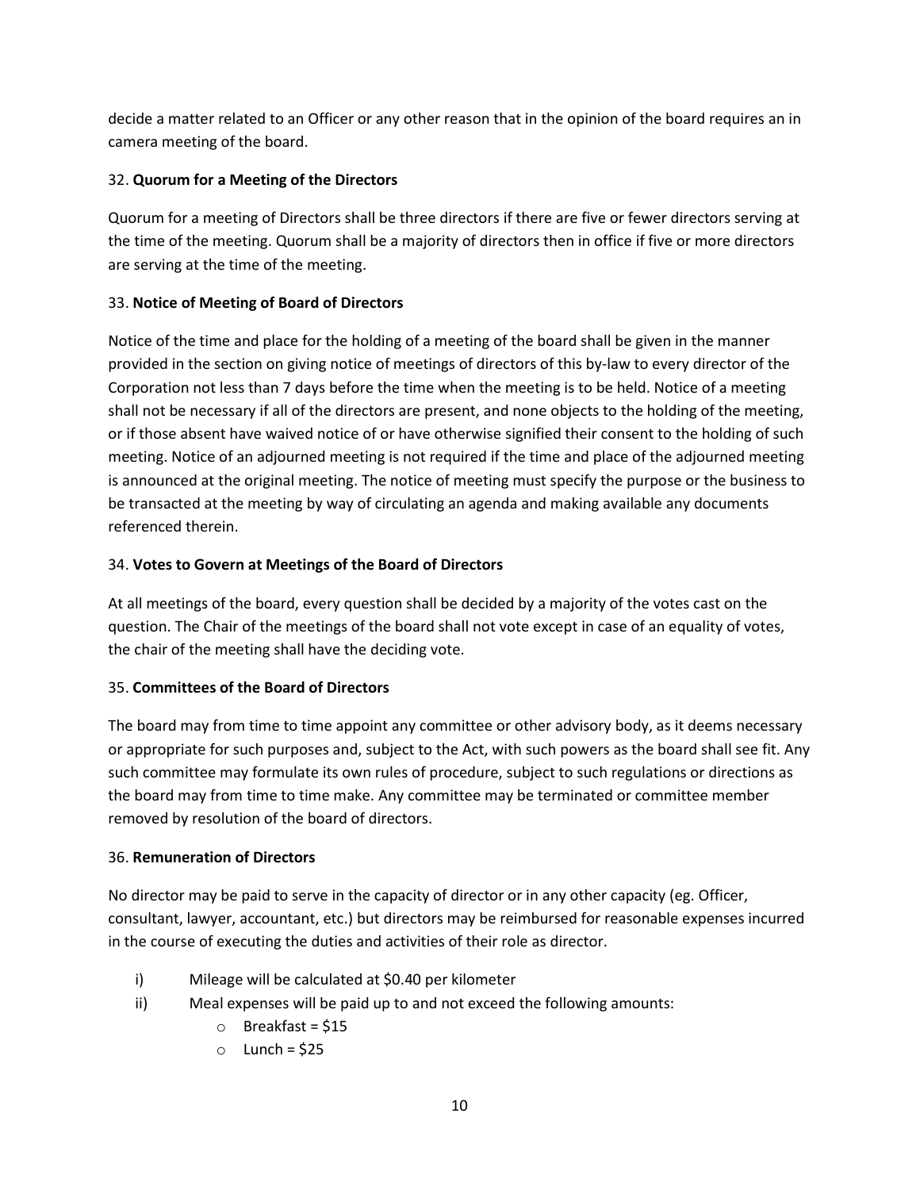decide a matter related to an Officer or any other reason that in the opinion of the board requires an in camera meeting of the board.

32. **Quorum for a Meeting of the Directors**

Quorum for a meeting of Directors shall be three directors if there are five or fewer directors serving at the time of the meeting. Quorum shall be a majority of directors then in office if five or more directors are serving at the time of the meeting.

33. **Notice of Meeting of Board of Directors**

Notice of the time and place for the holding of a meeting of the board shall be given in the manner provided in the section on giving notice of meetings of directors of this by-law to every director of the Corporation not less than 7 days before the time when the meeting is to be held. Notice of a meeting shall not be necessary if all of the directors are present, and none objects to the holding of the meeting, or if those absent have waived notice of or have otherwise signified their consent to the holding of such meeting. Notice of an adjourned meeting is not required if the time and place of the adjourned meeting is announced at the original meeting. The notice of meeting must specify the purpose or the business to be transacted at the meeting by way of circulating an agenda and making available any documents referenced therein.

34. **Votes to Govern at Meetings of the Board of Directors**

At all meetings of the board, every question shall be decided by a majority of the votes cast on the question. The Chair of the meetings of the board shall not vote except in case of an equality of votes, the chair of the meeting shall have the deciding vote.

35. **Committees of the Board of Directors**

The board may from time to time appoint any committee or other advisory body, as it deems necessary or appropriate for such purposes and, subject to the Act, with such powers as the board shall see fit. Any such committee may formulate its own rules of procedure, subject to such regulations or directions as the board may from time to time make. Any committee may be terminated or committee member removed by resolution of the board of directors.

36. **Remuneration of Directors**

No director may be paid to serve in the capacity of director or in any other capacity (eg. Officer, consultant, lawyer, accountant, etc.) but directors may be reimbursed for reasonable expenses incurred in the course of executing the duties and activities of their role as director.

i) Mileage will be calculated at $0.40 per kilometer

ii) Meal expenses will be paid up to and not exceed the following amounts:
   - Breakfast = $15
   - Lunch = $25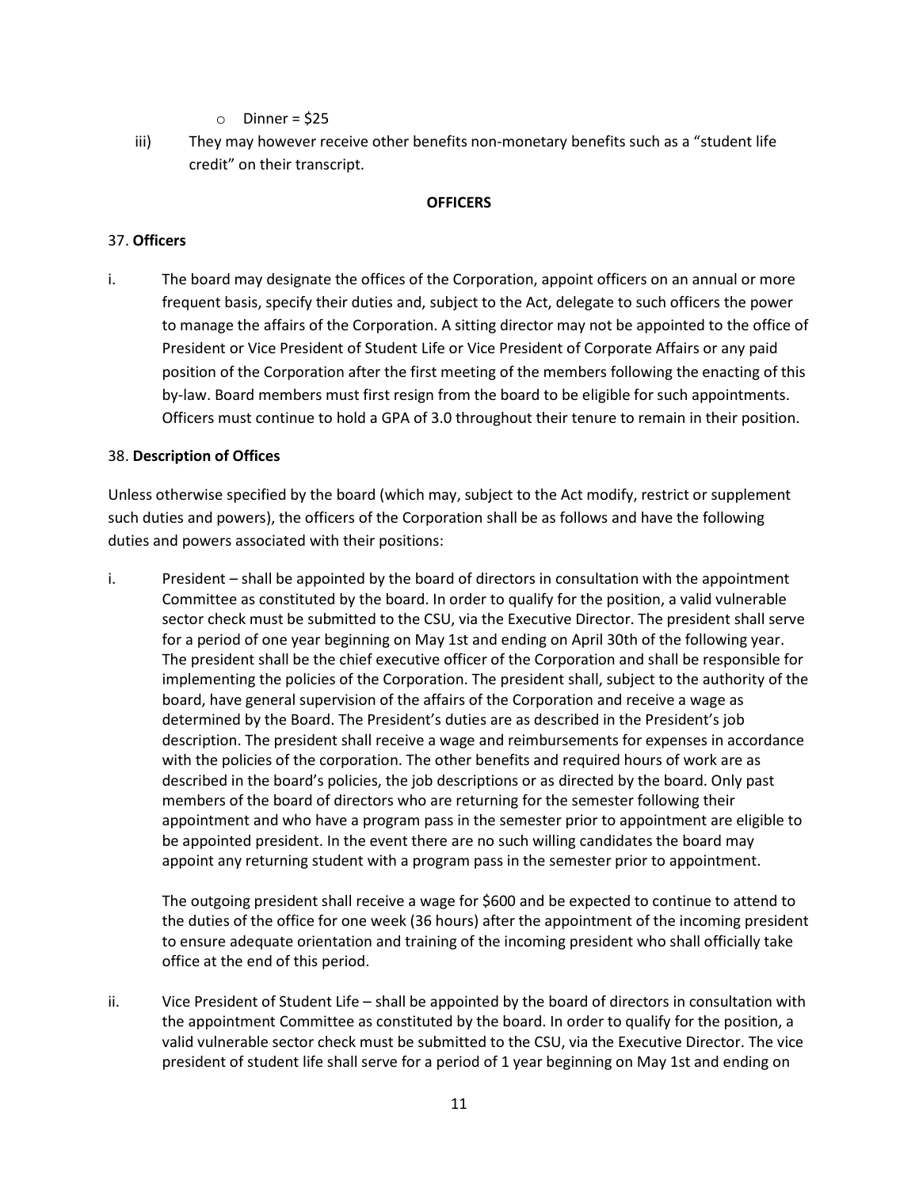- Dinner = $25

iii) They may however receive other benefits non-monetary benefits such as a "student life credit" on their transcript.

## OFFICERS

37. **Officers**

i. The board may designate the offices of the Corporation, appoint officers on an annual or more frequent basis, specify their duties and, subject to the Act, delegate to such officers the power to manage the affairs of the Corporation. A sitting director may not be appointed to the office of President or Vice President of Student Life or Vice President of Corporate Affairs or any paid position of the Corporation after the first meeting of the members following the enacting of this by-law. Board members must first resign from the board to be eligible for such appointments. Officers must continue to hold a GPA of 3.0 throughout their tenure to remain in their position.

38. **Description of Offices**

Unless otherwise specified by the board (which may, subject to the Act modify, restrict or supplement such duties and powers), the officers of the Corporation shall be as follows and have the following duties and powers associated with their positions:

i. President – shall be appointed by the board of directors in consultation with the appointment Committee as constituted by the board. In order to qualify for the position, a valid vulnerable sector check must be submitted to the CSU, via the Executive Director. The president shall serve for a period of one year beginning on May 1st and ending on April 30th of the following year. The president shall be the chief executive officer of the Corporation and shall be responsible for implementing the policies of the Corporation. The president shall, subject to the authority of the board, have general supervision of the affairs of the Corporation and receive a wage as determined by the Board. The President's duties are as described in the President's job description. The president shall receive a wage and reimbursements for expenses in accordance with the policies of the corporation. The other benefits and required hours of work are as described in the board's policies, the job descriptions or as directed by the board. Only past members of the board of directors who are returning for the semester following their appointment and who have a program pass in the semester prior to appointment are eligible to be appointed president. In the event there are no such willing candidates the board may appoint any returning student with a program pass in the semester prior to appointment.

   The outgoing president shall receive a wage for $600 and be expected to continue to attend to the duties of the office for one week (36 hours) after the appointment of the incoming president to ensure adequate orientation and training of the incoming president who shall officially take office at the end of this period.

ii. Vice President of Student Life – shall be appointed by the board of directors in consultation with the appointment Committee as constituted by the board. In order to qualify for the position, a valid vulnerable sector check must be submitted to the CSU, via the Executive Director. The vice president of student life shall serve for a period of 1 year beginning on May 1st and ending on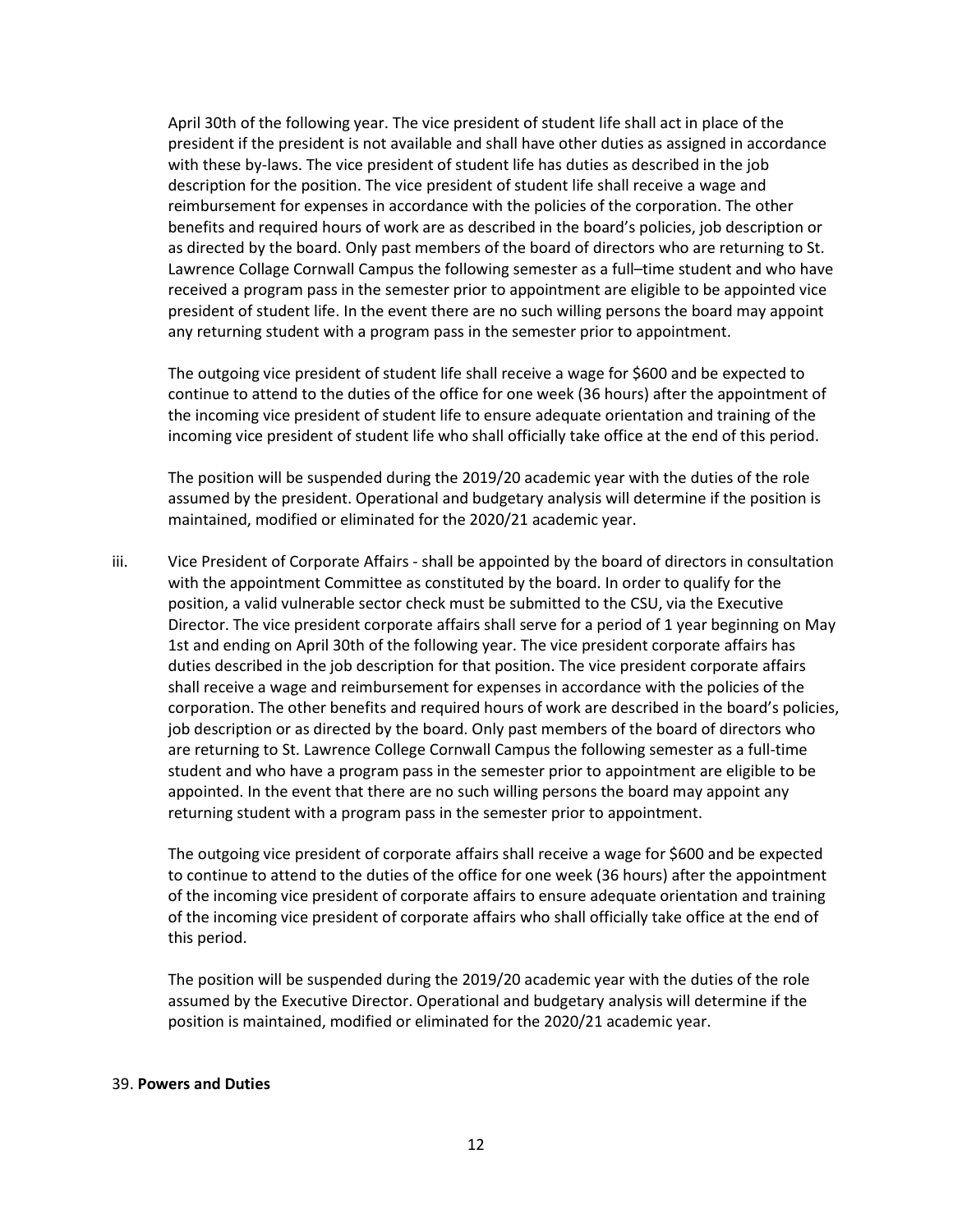April 30th of the following year. The vice president of student life shall act in place of the president if the president is not available and shall have other duties as assigned in accordance with these by-laws. The vice president of student life has duties as described in the job description for the position. The vice president of student life shall receive a wage and reimbursement for expenses in accordance with the policies of the corporation. The other benefits and required hours of work are as described in the board's policies, job description or as directed by the board. Only past members of the board of directors who are returning to St. Lawrence Collage Cornwall Campus the following semester as a full–time student and who have received a program pass in the semester prior to appointment are eligible to be appointed vice president of student life. In the event there are no such willing persons the board may appoint any returning student with a program pass in the semester prior to appointment.

The outgoing vice president of student life shall receive a wage for $600 and be expected to continue to attend to the duties of the office for one week (36 hours) after the appointment of the incoming vice president of student life to ensure adequate orientation and training of the incoming vice president of student life who shall officially take office at the end of this period.

The position will be suspended during the 2019/20 academic year with the duties of the role assumed by the president. Operational and budgetary analysis will determine if the position is maintained, modified or eliminated for the 2020/21 academic year.

iii. Vice President of Corporate Affairs - shall be appointed by the board of directors in consultation with the appointment Committee as constituted by the board. In order to qualify for the position, a valid vulnerable sector check must be submitted to the CSU, via the Executive Director. The vice president corporate affairs shall serve for a period of 1 year beginning on May 1st and ending on April 30th of the following year. The vice president corporate affairs has duties described in the job description for that position. The vice president corporate affairs shall receive a wage and reimbursement for expenses in accordance with the policies of the corporation. The other benefits and required hours of work are described in the board's policies, job description or as directed by the board. Only past members of the board of directors who are returning to St. Lawrence College Cornwall Campus the following semester as a full-time student and who have a program pass in the semester prior to appointment are eligible to be appointed. In the event that there are no such willing persons the board may appoint any returning student with a program pass in the semester prior to appointment.

The outgoing vice president of corporate affairs shall receive a wage for $600 and be expected to continue to attend to the duties of the office for one week (36 hours) after the appointment of the incoming vice president of corporate affairs to ensure adequate orientation and training of the incoming vice president of corporate affairs who shall officially take office at the end of this period.

The position will be suspended during the 2019/20 academic year with the duties of the role assumed by the Executive Director. Operational and budgetary analysis will determine if the position is maintained, modified or eliminated for the 2020/21 academic year.

39. **Powers and Duties**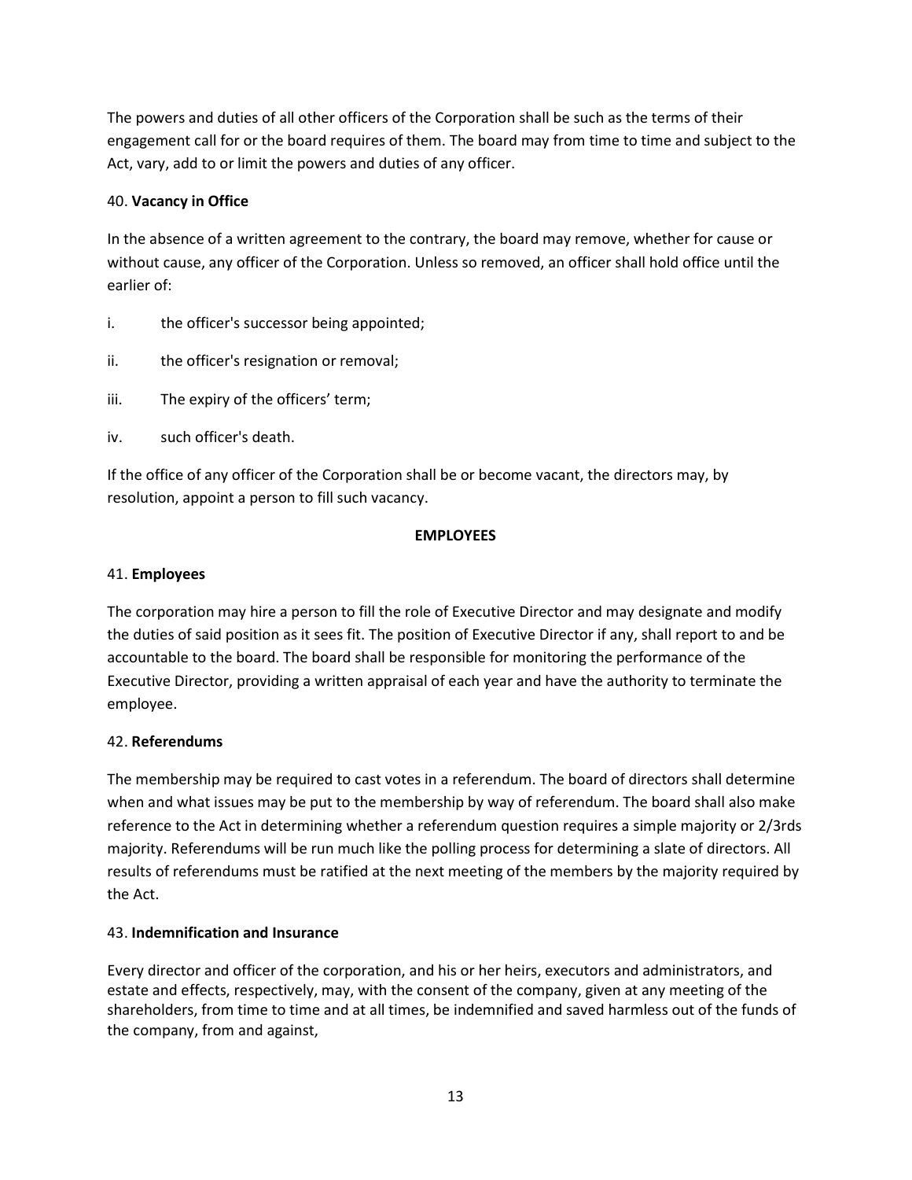The powers and duties of all other officers of the Corporation shall be such as the terms of their engagement call for or the board requires of them. The board may from time to time and subject to the Act, vary, add to or limit the powers and duties of any officer.

40. **Vacancy in Office**

In the absence of a written agreement to the contrary, the board may remove, whether for cause or without cause, any officer of the Corporation. Unless so removed, an officer shall hold office until the earlier of:

i. the officer's successor being appointed;

ii. the officer's resignation or removal;

iii. The expiry of the officers' term;

iv. such officer's death.

If the office of any officer of the Corporation shall be or become vacant, the directors may, by resolution, appoint a person to fill such vacancy.

**EMPLOYEES**

41. **Employees**

The corporation may hire a person to fill the role of Executive Director and may designate and modify the duties of said position as it sees fit. The position of Executive Director if any, shall report to and be accountable to the board. The board shall be responsible for monitoring the performance of the Executive Director, providing a written appraisal of each year and have the authority to terminate the employee.

42. **Referendums**

The membership may be required to cast votes in a referendum. The board of directors shall determine when and what issues may be put to the membership by way of referendum. The board shall also make reference to the Act in determining whether a referendum question requires a simple majority or 2/3rds majority. Referendums will be run much like the polling process for determining a slate of directors. All results of referendums must be ratified at the next meeting of the members by the majority required by the Act.

43. **Indemnification and Insurance**

Every director and officer of the corporation, and his or her heirs, executors and administrators, and estate and effects, respectively, may, with the consent of the company, given at any meeting of the shareholders, from time to time and at all times, be indemnified and saved harmless out of the funds of the company, from and against,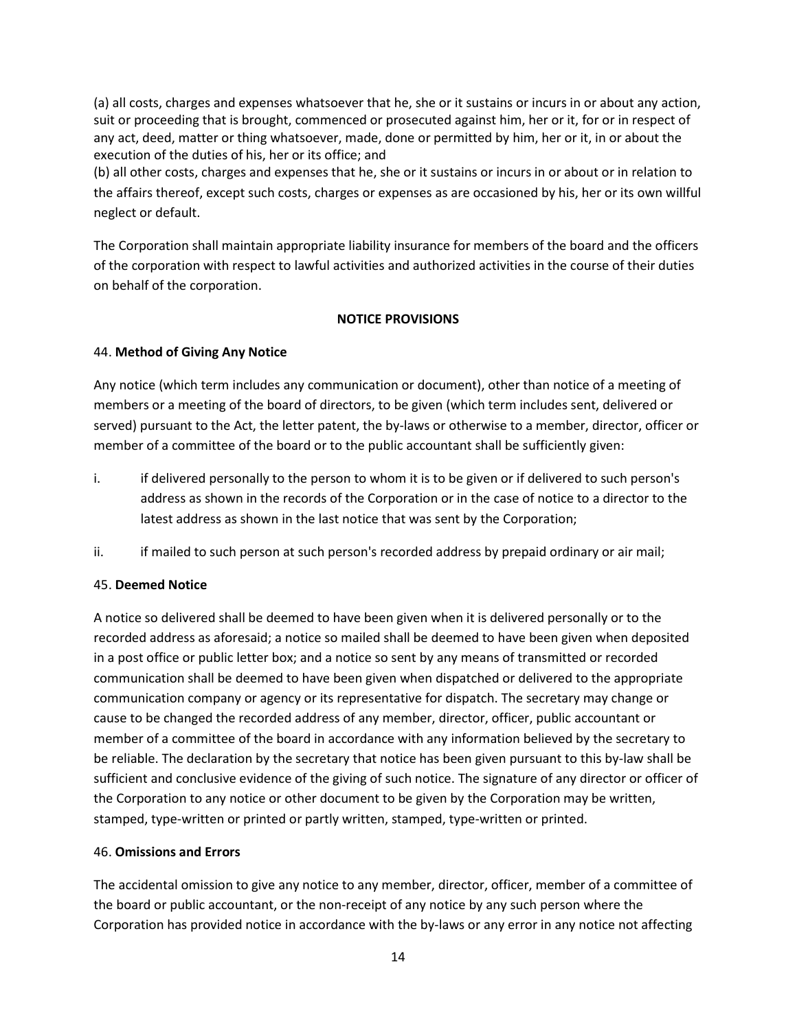(a) all costs, charges and expenses whatsoever that he, she or it sustains or incurs in or about any action, suit or proceeding that is brought, commenced or prosecuted against him, her or it, for or in respect of any act, deed, matter or thing whatsoever, made, done or permitted by him, her or it, in or about the execution of the duties of his, her or its office; and
(b) all other costs, charges and expenses that he, she or it sustains or incurs in or about or in relation to the affairs thereof, except such costs, charges or expenses as are occasioned by his, her or its own willful neglect or default.

The Corporation shall maintain appropriate liability insurance for members of the board and the officers of the corporation with respect to lawful activities and authorized activities in the course of their duties on behalf of the corporation.

## NOTICE PROVISIONS

44. **Method of Giving Any Notice**

Any notice (which term includes any communication or document), other than notice of a meeting of members or a meeting of the board of directors, to be given (which term includes sent, delivered or served) pursuant to the Act, the letter patent, the by-laws or otherwise to a member, director, officer or member of a committee of the board or to the public accountant shall be sufficiently given:

i. if delivered personally to the person to whom it is to be given or if delivered to such person's address as shown in the records of the Corporation or in the case of notice to a director to the latest address as shown in the last notice that was sent by the Corporation;

ii. if mailed to such person at such person's recorded address by prepaid ordinary or air mail;

45. **Deemed Notice**

A notice so delivered shall be deemed to have been given when it is delivered personally or to the recorded address as aforesaid; a notice so mailed shall be deemed to have been given when deposited in a post office or public letter box; and a notice so sent by any means of transmitted or recorded communication shall be deemed to have been given when dispatched or delivered to the appropriate communication company or agency or its representative for dispatch. The secretary may change or cause to be changed the recorded address of any member, director, officer, public accountant or member of a committee of the board in accordance with any information believed by the secretary to be reliable. The declaration by the secretary that notice has been given pursuant to this by-law shall be sufficient and conclusive evidence of the giving of such notice. The signature of any director or officer of the Corporation to any notice or other document to be given by the Corporation may be written, stamped, type-written or printed or partly written, stamped, type-written or printed.

46. **Omissions and Errors**

The accidental omission to give any notice to any member, director, officer, member of a committee of the board or public accountant, or the non-receipt of any notice by any such person where the Corporation has provided notice in accordance with the by-laws or any error in any notice not affecting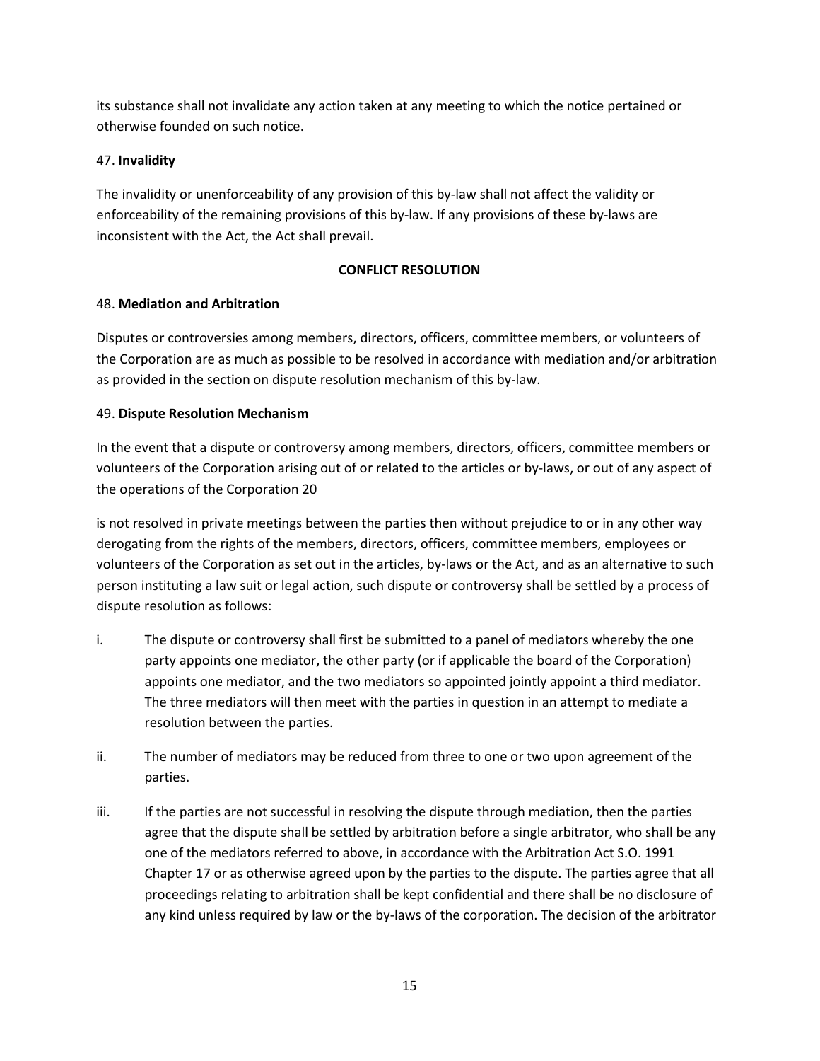its substance shall not invalidate any action taken at any meeting to which the notice pertained or otherwise founded on such notice.

47. **Invalidity**

The invalidity or unenforceability of any provision of this by-law shall not affect the validity or enforceability of the remaining provisions of this by-law. If any provisions of these by-laws are inconsistent with the Act, the Act shall prevail.

## CONFLICT RESOLUTION

48. **Mediation and Arbitration**

Disputes or controversies among members, directors, officers, committee members, or volunteers of the Corporation are as much as possible to be resolved in accordance with mediation and/or arbitration as provided in the section on dispute resolution mechanism of this by-law.

49. **Dispute Resolution Mechanism**

In the event that a dispute or controversy among members, directors, officers, committee members or volunteers of the Corporation arising out of or related to the articles or by-laws, or out of any aspect of the operations of the Corporation 20

is not resolved in private meetings between the parties then without prejudice to or in any other way derogating from the rights of the members, directors, officers, committee members, employees or volunteers of the Corporation as set out in the articles, by-laws or the Act, and as an alternative to such person instituting a law suit or legal action, such dispute or controversy shall be settled by a process of dispute resolution as follows:

i. The dispute or controversy shall first be submitted to a panel of mediators whereby the one party appoints one mediator, the other party (or if applicable the board of the Corporation) appoints one mediator, and the two mediators so appointed jointly appoint a third mediator. The three mediators will then meet with the parties in question in an attempt to mediate a resolution between the parties.

ii. The number of mediators may be reduced from three to one or two upon agreement of the parties.

iii. If the parties are not successful in resolving the dispute through mediation, then the parties agree that the dispute shall be settled by arbitration before a single arbitrator, who shall be any one of the mediators referred to above, in accordance with the Arbitration Act S.O. 1991 Chapter 17 or as otherwise agreed upon by the parties to the dispute. The parties agree that all proceedings relating to arbitration shall be kept confidential and there shall be no disclosure of any kind unless required by law or the by-laws of the corporation. The decision of the arbitrator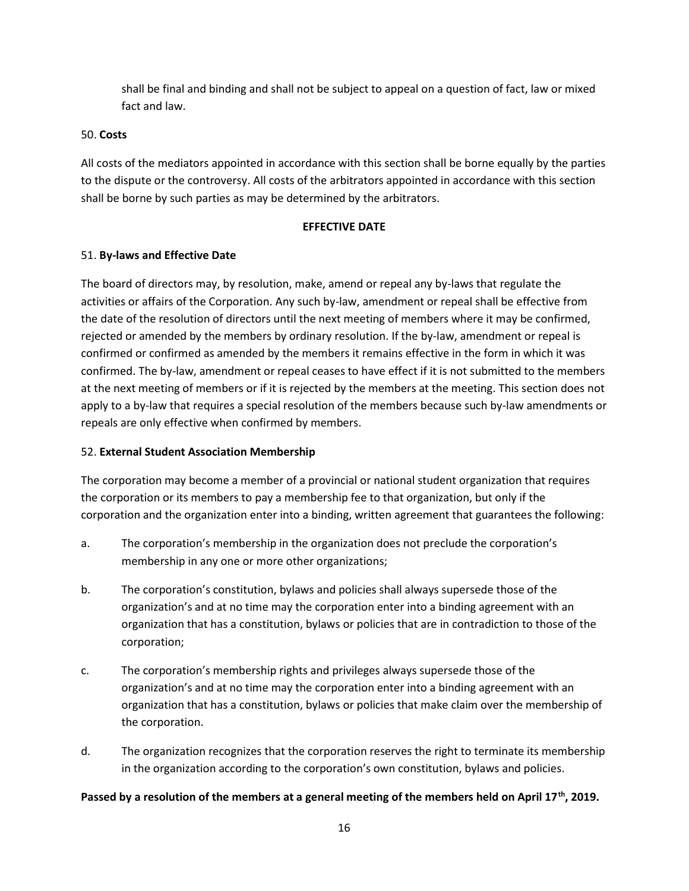shall be final and binding and shall not be subject to appeal on a question of fact, law or mixed fact and law.

50. **Costs**

All costs of the mediators appointed in accordance with this section shall be borne equally by the parties to the dispute or the controversy. All costs of the arbitrators appointed in accordance with this section shall be borne by such parties as may be determined by the arbitrators.

**EFFECTIVE DATE**

51. **By-laws and Effective Date**

The board of directors may, by resolution, make, amend or repeal any by-laws that regulate the activities or affairs of the Corporation. Any such by-law, amendment or repeal shall be effective from the date of the resolution of directors until the next meeting of members where it may be confirmed, rejected or amended by the members by ordinary resolution. If the by-law, amendment or repeal is confirmed or confirmed as amended by the members it remains effective in the form in which it was confirmed. The by-law, amendment or repeal ceases to have effect if it is not submitted to the members at the next meeting of members or if it is rejected by the members at the meeting. This section does not apply to a by-law that requires a special resolution of the members because such by-law amendments or repeals are only effective when confirmed by members.

52. **External Student Association Membership**

The corporation may become a member of a provincial or national student organization that requires the corporation or its members to pay a membership fee to that organization, but only if the corporation and the organization enter into a binding, written agreement that guarantees the following:

a. The corporation's membership in the organization does not preclude the corporation's membership in any one or more other organizations;

b. The corporation's constitution, bylaws and policies shall always supersede those of the organization's and at no time may the corporation enter into a binding agreement with an organization that has a constitution, bylaws or policies that are in contradiction to those of the corporation;

c. The corporation's membership rights and privileges always supersede those of the organization's and at no time may the corporation enter into a binding agreement with an organization that has a constitution, bylaws or policies that make claim over the membership of the corporation.

d. The organization recognizes that the corporation reserves the right to terminate its membership in the organization according to the corporation's own constitution, bylaws and policies.

**Passed by a resolution of the members at a general meeting of the members held on April 17th, 2019.**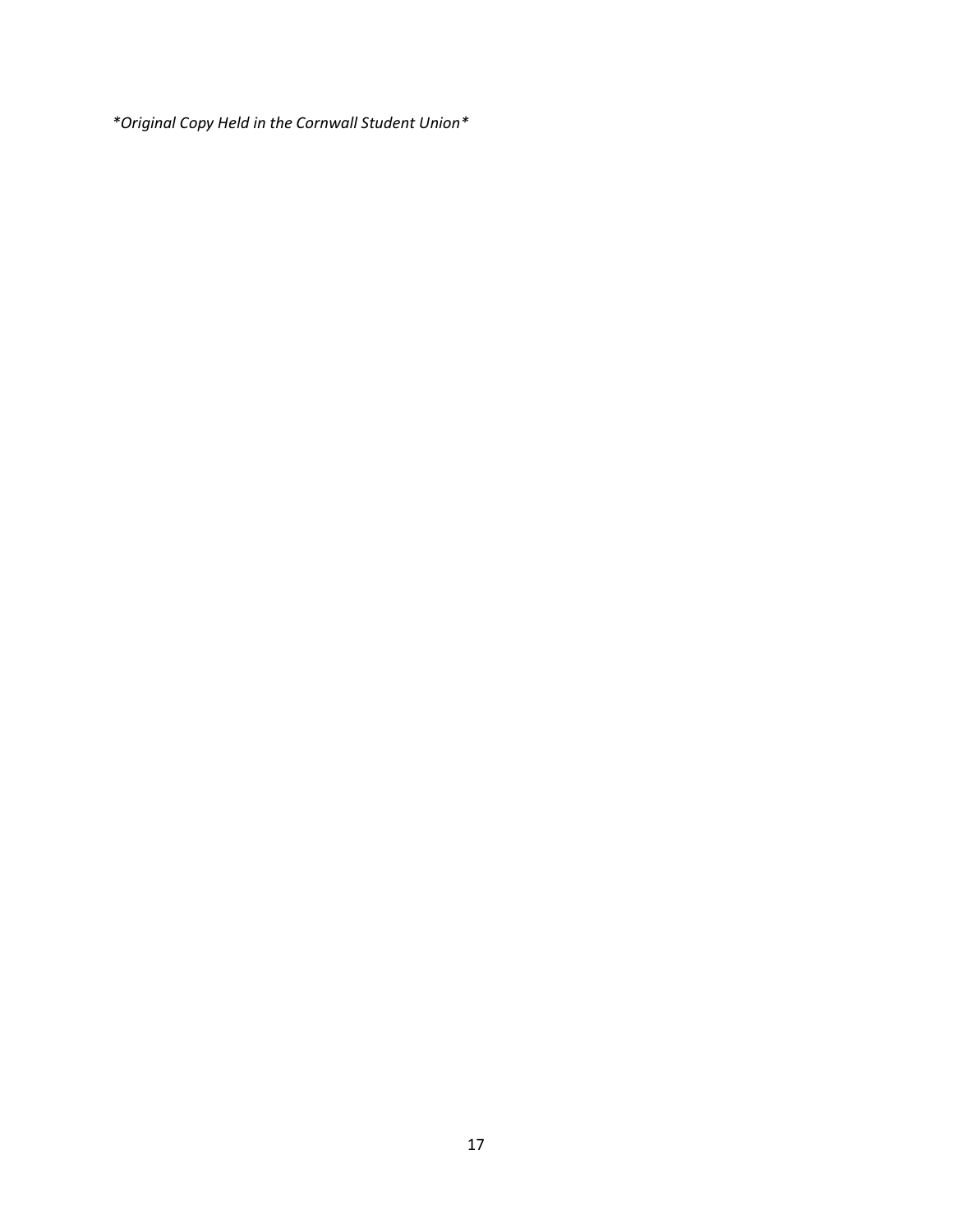*Original Copy Held in the Cornwall Student Union*